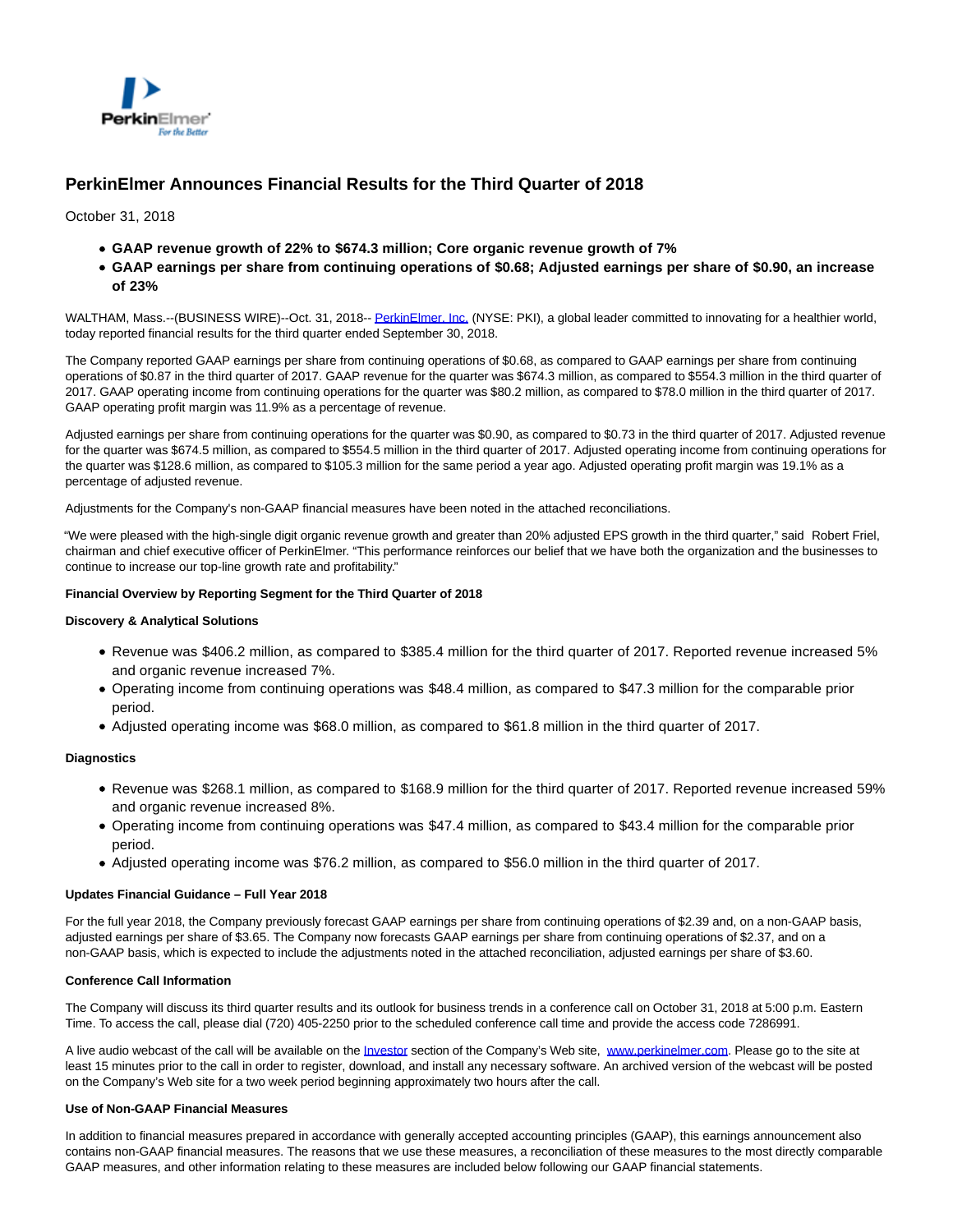# PerkinElmer Announces Financial Results for the Third Quarter of 2018

October 31, 2018

- **GAAP revenue growth of 22% to $674.3 million; Core organic revenue growth of 7%**
- **GAAP earnings per share from continuing operations of $0.68; Adjusted earnings per share of $0.90, an increase of 23%**

WALTHAM, Mass.--(BUSINESS WIRE)--Oct. 31, 2018-- PerkinElmer, Inc. (NYSE: PKI), a global leader committed to innovating for a healthier world, today reported financial results for the third quarter ended September 30, 2018.

The Company reported GAAP earnings per share from continuing operations of $0.68, as compared to GAAP earnings per share from continuing operations of $0.87 in the third quarter of 2017. GAAP revenue for the quarter was $674.3 million, as compared to $554.3 million in the third quarter of 2017. GAAP operating income from continuing operations for the quarter was $80.2 million, as compared to $78.0 million in the third quarter of 2017. GAAP operating profit margin was 11.9% as a percentage of revenue.

Adjusted earnings per share from continuing operations for the quarter was $0.90, as compared to $0.73 in the third quarter of 2017. Adjusted revenue for the quarter was $674.5 million, as compared to $554.5 million in the third quarter of 2017. Adjusted operating income from continuing operations for the quarter was $128.6 million, as compared to $105.3 million for the same period a year ago. Adjusted operating profit margin was 19.1% as a percentage of adjusted revenue.

Adjustments for the Company's non-GAAP financial measures have been noted in the attached reconciliations.

"We were pleased with the high-single digit organic revenue growth and greater than 20% adjusted EPS growth in the third quarter," said Robert Friel, chairman and chief executive officer of PerkinElmer. "This performance reinforces our belief that we have both the organization and the businesses to continue to increase our top-line growth rate and profitability."

**Financial Overview by Reporting Segment for the Third Quarter of 2018**

**Discovery & Analytical Solutions**

- Revenue was $406.2 million, as compared to $385.4 million for the third quarter of 2017. Reported revenue increased 5% and organic revenue increased 7%.
- Operating income from continuing operations was $48.4 million, as compared to $47.3 million for the comparable prior period.
- Adjusted operating income was $68.0 million, as compared to $61.8 million in the third quarter of 2017.

**Diagnostics**

- Revenue was $268.1 million, as compared to $168.9 million for the third quarter of 2017. Reported revenue increased 59% and organic revenue increased 8%.
- Operating income from continuing operations was $47.4 million, as compared to $43.4 million for the comparable prior period.
- Adjusted operating income was $76.2 million, as compared to $56.0 million in the third quarter of 2017.

**Updates Financial Guidance – Full Year 2018**

For the full year 2018, the Company previously forecast GAAP earnings per share from continuing operations of $2.39 and, on a non-GAAP basis, adjusted earnings per share of $3.65. The Company now forecasts GAAP earnings per share from continuing operations of $2.37, and on a non-GAAP basis, which is expected to include the adjustments noted in the attached reconciliation, adjusted earnings per share of $3.60.

**Conference Call Information**

The Company will discuss its third quarter results and its outlook for business trends in a conference call on October 31, 2018 at 5:00 p.m. Eastern Time. To access the call, please dial (720) 405-2250 prior to the scheduled conference call time and provide the access code 7286991.

A live audio webcast of the call will be available on the Investor section of the Company's Web site, www.perkinelmer.com. Please go to the site at least 15 minutes prior to the call in order to register, download, and install any necessary software. An archived version of the webcast will be posted on the Company's Web site for a two week period beginning approximately two hours after the call.

**Use of Non-GAAP Financial Measures**

In addition to financial measures prepared in accordance with generally accepted accounting principles (GAAP), this earnings announcement also contains non-GAAP financial measures. The reasons that we use these measures, a reconciliation of these measures to the most directly comparable GAAP measures, and other information relating to these measures are included below following our GAAP financial statements.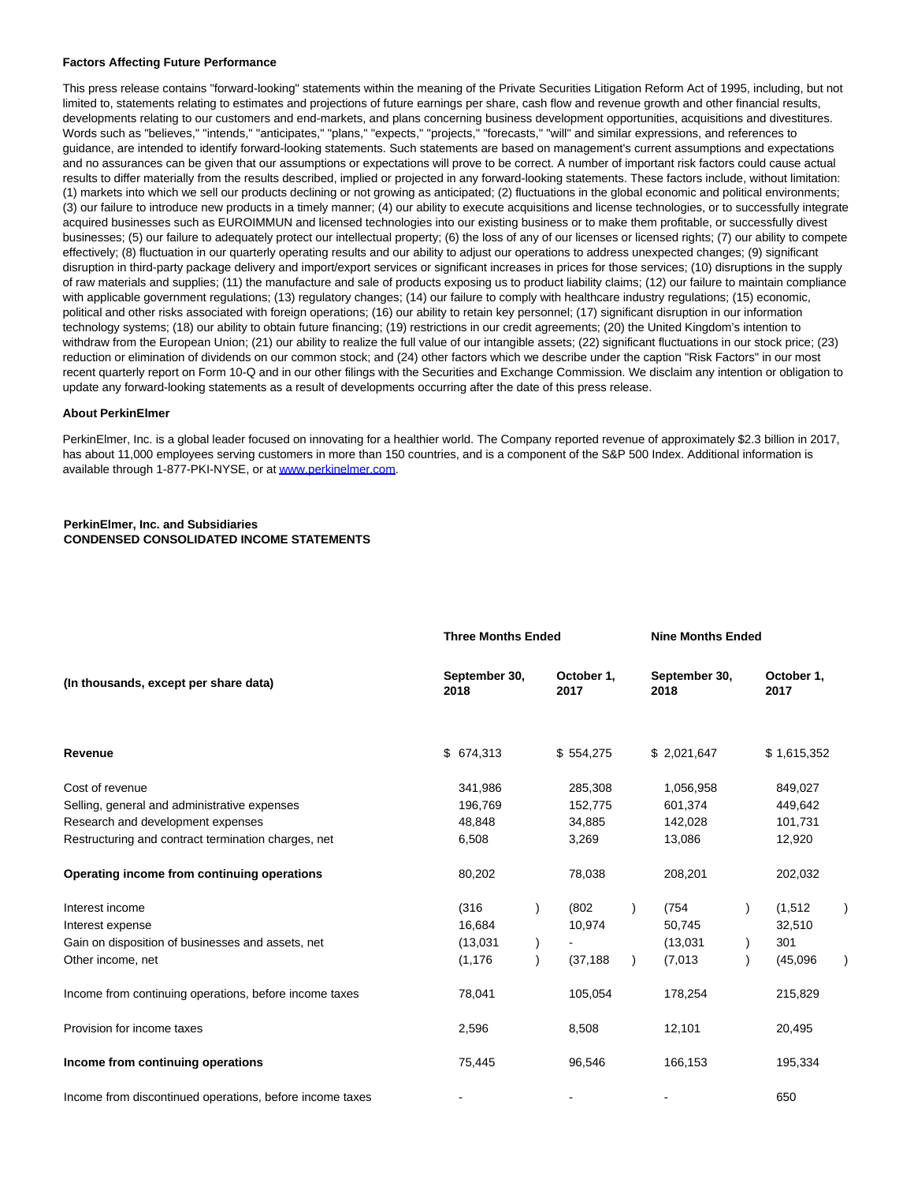**Factors Affecting Future Performance**

This press release contains "forward-looking" statements within the meaning of the Private Securities Litigation Reform Act of 1995, including, but not limited to, statements relating to estimates and projections of future earnings per share, cash flow and revenue growth and other financial results, developments relating to our customers and end-markets, and plans concerning business development opportunities, acquisitions and divestitures. Words such as "believes," "intends," "anticipates," "plans," "expects," "projects," "forecasts," "will" and similar expressions, and references to guidance, are intended to identify forward-looking statements. Such statements are based on management's current assumptions and expectations and no assurances can be given that our assumptions or expectations will prove to be correct. A number of important risk factors could cause actual results to differ materially from the results described, implied or projected in any forward-looking statements. These factors include, without limitation: (1) markets into which we sell our products declining or not growing as anticipated; (2) fluctuations in the global economic and political environments; (3) our failure to introduce new products in a timely manner; (4) our ability to execute acquisitions and license technologies, or to successfully integrate acquired businesses such as EUROIMMUN and licensed technologies into our existing business or to make them profitable, or successfully divest businesses; (5) our failure to adequately protect our intellectual property; (6) the loss of any of our licenses or licensed rights; (7) our ability to compete effectively; (8) fluctuation in our quarterly operating results and our ability to adjust our operations to address unexpected changes; (9) significant disruption in third-party package delivery and import/export services or significant increases in prices for those services; (10) disruptions in the supply of raw materials and supplies; (11) the manufacture and sale of products exposing us to product liability claims; (12) our failure to maintain compliance with applicable government regulations; (13) regulatory changes; (14) our failure to comply with healthcare industry regulations; (15) economic, political and other risks associated with foreign operations; (16) our ability to retain key personnel; (17) significant disruption in our information technology systems; (18) our ability to obtain future financing; (19) restrictions in our credit agreements; (20) the United Kingdom's intention to withdraw from the European Union; (21) our ability to realize the full value of our intangible assets; (22) significant fluctuations in our stock price; (23) reduction or elimination of dividends on our common stock; and (24) other factors which we describe under the caption "Risk Factors" in our most recent quarterly report on Form 10-Q and in our other filings with the Securities and Exchange Commission. We disclaim any intention or obligation to update any forward-looking statements as a result of developments occurring after the date of this press release.

**About PerkinElmer**

PerkinElmer, Inc. is a global leader focused on innovating for a healthier world. The Company reported revenue of approximately $2.3 billion in 2017, has about 11,000 employees serving customers in more than 150 countries, and is a component of the S&P 500 Index. Additional information is available through 1-877-PKI-NYSE, or at www.perkinelmer.com.

**PerkinElmer, Inc. and Subsidiaries**
**CONDENSED CONSOLIDATED INCOME STATEMENTS**

| | Three Months Ended | | Nine Months Ended | |
|---|---|---|---|---|
| **(In thousands, except per share data)** | **September 30, 2018** | **October 1, 2017** | **September 30, 2018** | **October 1, 2017** |
| **Revenue** | $ 674,313 | $ 554,275 | $ 2,021,647 | $ 1,615,352 |
| Cost of revenue | 341,986 | 285,308 | 1,056,958 | 849,027 |
| Selling, general and administrative expenses | 196,769 | 152,775 | 601,374 | 449,642 |
| Research and development expenses | 48,848 | 34,885 | 142,028 | 101,731 |
| Restructuring and contract termination charges, net | 6,508 | 3,269 | 13,086 | 12,920 |
| **Operating income from continuing operations** | 80,202 | 78,038 | 208,201 | 202,032 |
| Interest income | (316) | (802) | (754) | (1,512) |
| Interest expense | 16,684 | 10,974 | 50,745 | 32,510 |
| Gain on disposition of businesses and assets, net | (13,031) | - | (13,031) | 301 |
| Other income, net | (1,176) | (37,188) | (7,013) | (45,096) |
| Income from continuing operations, before income taxes | 78,041 | 105,054 | 178,254 | 215,829 |
| Provision for income taxes | 2,596 | 8,508 | 12,101 | 20,495 |
| **Income from continuing operations** | 75,445 | 96,546 | 166,153 | 195,334 |
| Income from discontinued operations, before income taxes | - | - | - | 650 |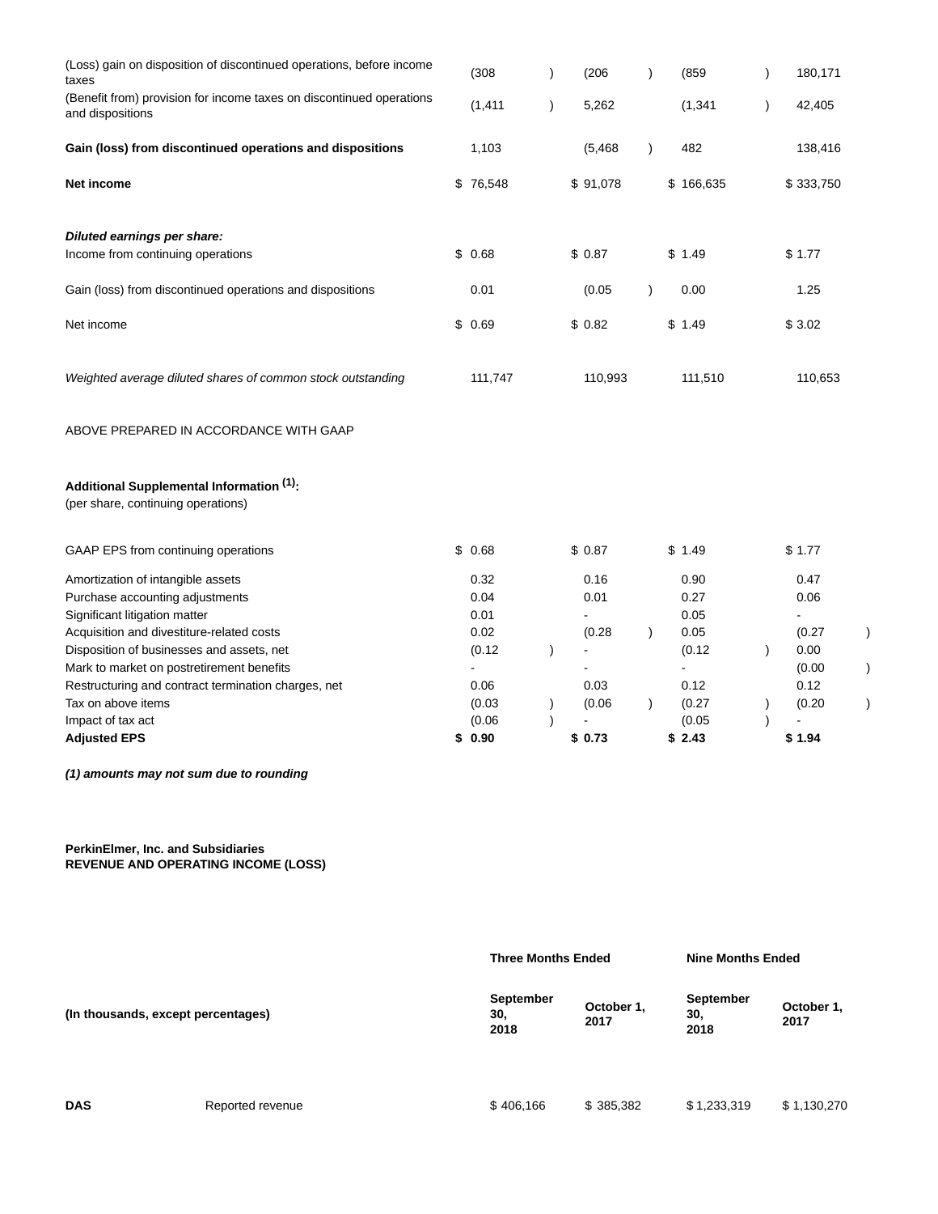| | | | | |
|---|---|---|---|---|
| (Loss) gain on disposition of discontinued operations, before income taxes | (308) | (206) | (859) | 180,171 |
| (Benefit from) provision for income taxes on discontinued operations and dispositions | (1,411) | 5,262 | (1,341) | 42,405 |
| **Gain (loss) from discontinued operations and dispositions** | 1,103 | (5,468) | 482 | 138,416 |
| **Net income** | $ 76,548 | $ 91,078 | $ 166,635 | $ 333,750 |
| ***Diluted earnings per share:*** | | | | |
| Income from continuing operations | $ 0.68 | $ 0.87 | $ 1.49 | $ 1.77 |
| Gain (loss) from discontinued operations and dispositions | 0.01 | (0.05) | 0.00 | 1.25 |
| Net income | $ 0.69 | $ 0.82 | $ 1.49 | $ 3.02 |
| *Weighted average diluted shares of common stock outstanding* | 111,747 | 110,993 | 111,510 | 110,653 |

ABOVE PREPARED IN ACCORDANCE WITH GAAP

**Additional Supplemental Information (1):**
(per share, continuing operations)

| | | | | |
|---|---|---|---|---|
| GAAP EPS from continuing operations | $ 0.68 | $ 0.87 | $ 1.49 | $ 1.77 |
| Amortization of intangible assets | 0.32 | 0.16 | 0.90 | 0.47 |
| Purchase accounting adjustments | 0.04 | 0.01 | 0.27 | 0.06 |
| Significant litigation matter | 0.01 | - | 0.05 | - |
| Acquisition and divestiture-related costs | 0.02 | (0.28) | 0.05 | (0.27) |
| Disposition of businesses and assets, net | (0.12) | - | (0.12) | 0.00 |
| Mark to market on postretirement benefits | - | - | - | (0.00) |
| Restructuring and contract termination charges, net | 0.06 | 0.03 | 0.12 | 0.12 |
| Tax on above items | (0.03) | (0.06) | (0.27) | (0.20) |
| Impact of tax act | (0.06) | - | (0.05) | - |
| **Adjusted EPS** | **$ 0.90** | **$ 0.73** | **$ 2.43** | **$ 1.94** |

***(1) amounts may not sum due to rounding***

**PerkinElmer, Inc. and Subsidiaries**
**REVENUE AND OPERATING INCOME (LOSS)**

| | | **Three Months Ended** | | **Nine Months Ended** | |
|---|---|---|---|---|---|
| **(In thousands, except percentages)** | | **September 30, 2018** | **October 1, 2017** | **September 30, 2018** | **October 1, 2017** |
| **DAS** | Reported revenue | $ 406,166 | $ 385,382 | $ 1,233,319 | $ 1,130,270 |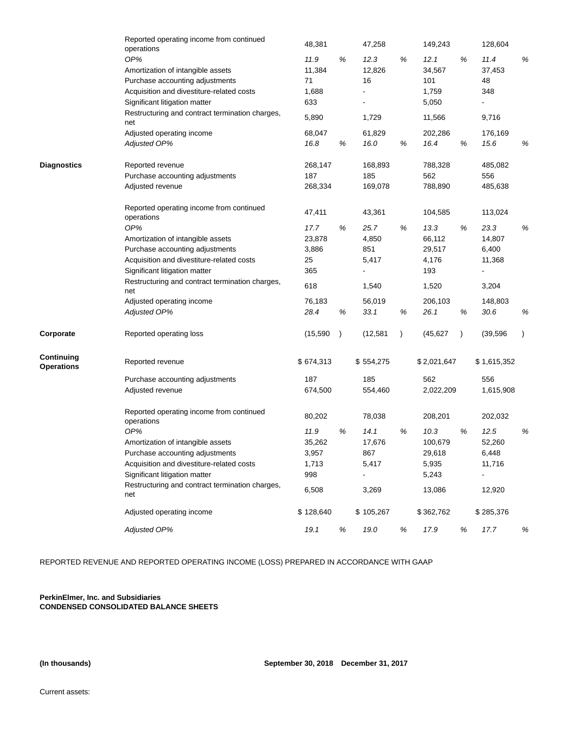| | | | | | | | | | |
|---|---|---|---|---|---|---|---|---|---|
| | Reported operating income from continued operations | 48,381 | | 47,258 | | 149,243 | | 128,604 | |
| | *OP%* | *11.9* | *%* | *12.3* | *%* | *12.1* | *%* | *11.4* | *%* |
| | Amortization of intangible assets | 11,384 | | 12,826 | | 34,567 | | 37,453 | |
| | Purchase accounting adjustments | 71 | | 16 | | 101 | | 48 | |
| | Acquisition and divestiture-related costs | 1,688 | | - | | 1,759 | | 348 | |
| | Significant litigation matter | 633 | | - | | 5,050 | | - | |
| | Restructuring and contract termination charges, net | 5,890 | | 1,729 | | 11,566 | | 9,716 | |
| | Adjusted operating income | 68,047 | | 61,829 | | 202,286 | | 176,169 | |
| | *Adjusted OP%* | *16.8* | *%* | *16.0* | *%* | *16.4* | *%* | *15.6* | *%* |
| **Diagnostics** | Reported revenue | 268,147 | | 168,893 | | 788,328 | | 485,082 | |
| | Purchase accounting adjustments | 187 | | 185 | | 562 | | 556 | |
| | Adjusted revenue | 268,334 | | 169,078 | | 788,890 | | 485,638 | |
| | Reported operating income from continued operations | 47,411 | | 43,361 | | 104,585 | | 113,024 | |
| | *OP%* | *17.7* | *%* | *25.7* | *%* | *13.3* | *%* | *23.3* | *%* |
| | Amortization of intangible assets | 23,878 | | 4,850 | | 66,112 | | 14,807 | |
| | Purchase accounting adjustments | 3,886 | | 851 | | 29,517 | | 6,400 | |
| | Acquisition and divestiture-related costs | 25 | | 5,417 | | 4,176 | | 11,368 | |
| | Significant litigation matter | 365 | | - | | 193 | | - | |
| | Restructuring and contract termination charges, net | 618 | | 1,540 | | 1,520 | | 3,204 | |
| | Adjusted operating income | 76,183 | | 56,019 | | 206,103 | | 148,803 | |
| | *Adjusted OP%* | *28.4* | *%* | *33.1* | *%* | *26.1* | *%* | *30.6* | *%* |
| **Corporate** | Reported operating loss | (15,590 | ) | (12,581 | ) | (45,627 | ) | (39,596 | ) |
| **Continuing Operations** | Reported revenue | $ 674,313 | | $ 554,275 | | $ 2,021,647 | | $ 1,615,352 | |
| | Purchase accounting adjustments | 187 | | 185 | | 562 | | 556 | |
| | Adjusted revenue | 674,500 | | 554,460 | | 2,022,209 | | 1,615,908 | |
| | Reported operating income from continued operations | 80,202 | | 78,038 | | 208,201 | | 202,032 | |
| | *OP%* | *11.9* | *%* | *14.1* | *%* | *10.3* | *%* | *12.5* | *%* |
| | Amortization of intangible assets | 35,262 | | 17,676 | | 100,679 | | 52,260 | |
| | Purchase accounting adjustments | 3,957 | | 867 | | 29,618 | | 6,448 | |
| | Acquisition and divestiture-related costs | 1,713 | | 5,417 | | 5,935 | | 11,716 | |
| | Significant litigation matter | 998 | | - | | 5,243 | | - | |
| | Restructuring and contract termination charges, net | 6,508 | | 3,269 | | 13,086 | | 12,920 | |
| | Adjusted operating income | $ 128,640 | | $ 105,267 | | $ 362,762 | | $ 285,376 | |
| | *Adjusted OP%* | *19.1* | *%* | *19.0* | *%* | *17.9* | *%* | *17.7* | *%* |

REPORTED REVENUE AND REPORTED OPERATING INCOME (LOSS) PREPARED IN ACCORDANCE WITH GAAP

**PerkinElmer, Inc. and Subsidiaries**
**CONDENSED CONSOLIDATED BALANCE SHEETS**

| **(In thousands)** | **September 30, 2018** | **December 31, 2017** |
|---|---|---|
| Current assets: | | |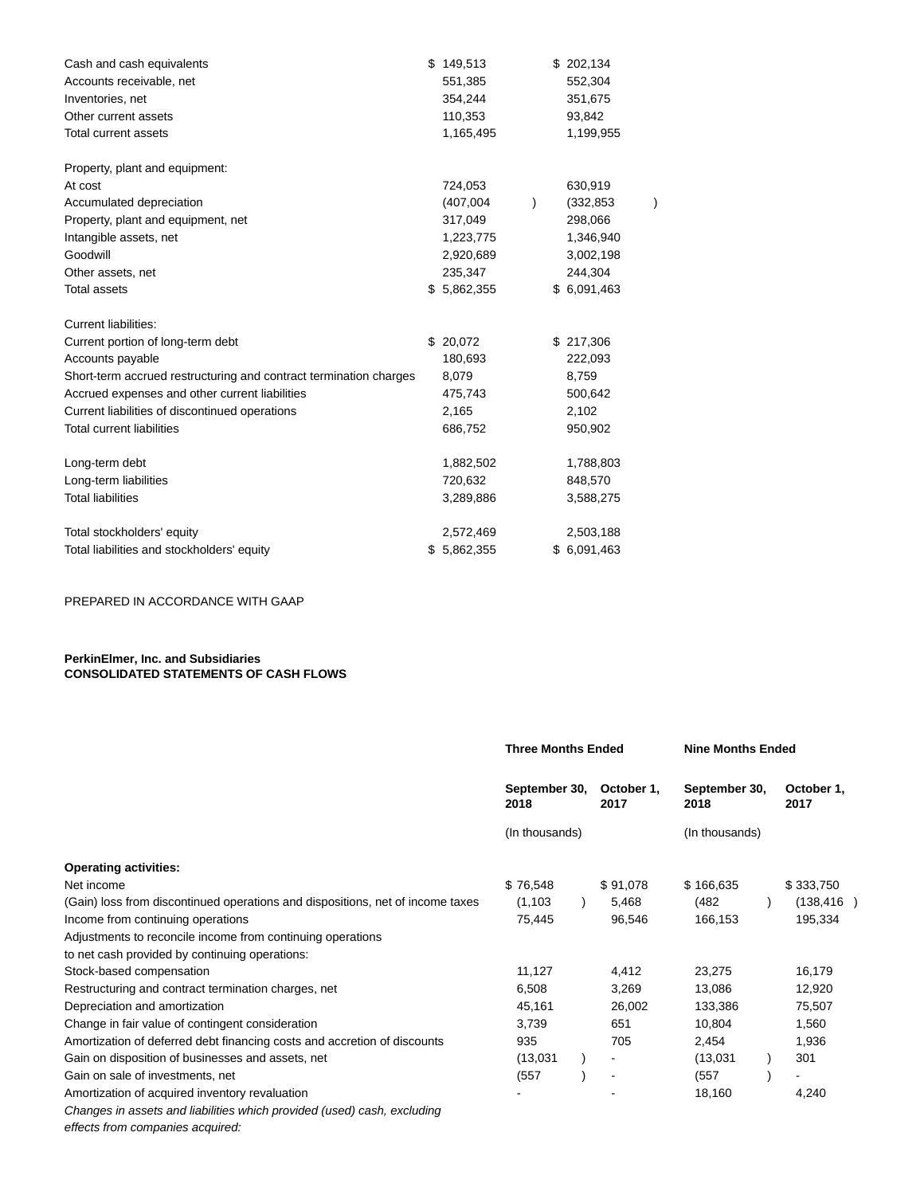| | | |
|---|---|---|
| Cash and cash equivalents | $ 149,513 | $ 202,134 |
| Accounts receivable, net | 551,385 | 552,304 |
| Inventories, net | 354,244 | 351,675 |
| Other current assets | 110,353 | 93,842 |
| Total current assets | 1,165,495 | 1,199,955 |
| | | |
| Property, plant and equipment: | | |
| At cost | 724,053 | 630,919 |
| Accumulated depreciation | (407,004 ) | (332,853 ) |
| Property, plant and equipment, net | 317,049 | 298,066 |
| Intangible assets, net | 1,223,775 | 1,346,940 |
| Goodwill | 2,920,689 | 3,002,198 |
| Other assets, net | 235,347 | 244,304 |
| Total assets | $ 5,862,355 | $ 6,091,463 |
| | | |
| Current liabilities: | | |
| Current portion of long-term debt | $ 20,072 | $ 217,306 |
| Accounts payable | 180,693 | 222,093 |
| Short-term accrued restructuring and contract termination charges | 8,079 | 8,759 |
| Accrued expenses and other current liabilities | 475,743 | 500,642 |
| Current liabilities of discontinued operations | 2,165 | 2,102 |
| Total current liabilities | 686,752 | 950,902 |
| | | |
| Long-term debt | 1,882,502 | 1,788,803 |
| Long-term liabilities | 720,632 | 848,570 |
| Total liabilities | 3,289,886 | 3,588,275 |
| | | |
| Total stockholders' equity | 2,572,469 | 2,503,188 |
| Total liabilities and stockholders' equity | $ 5,862,355 | $ 6,091,463 |

PREPARED IN ACCORDANCE WITH GAAP

**PerkinElmer, Inc. and Subsidiaries**
**CONSOLIDATED STATEMENTS OF CASH FLOWS**

| | **Three Months Ended** | | **Nine Months Ended** | |
|---|---|---|---|---|
| | **September 30, 2018** | **October 1, 2017** | **September 30, 2018** | **October 1, 2017** |
| | (In thousands) | | (In thousands) | |
| **Operating activities:** | | | | |
| Net income | $ 76,548 | $ 91,078 | $ 166,635 | $ 333,750 |
| (Gain) loss from discontinued operations and dispositions, net of income taxes | (1,103 ) | 5,468 | (482 ) | (138,416 ) |
| Income from continuing operations | 75,445 | 96,546 | 166,153 | 195,334 |
| Adjustments to reconcile income from continuing operations to net cash provided by continuing operations: | | | | |
| Stock-based compensation | 11,127 | 4,412 | 23,275 | 16,179 |
| Restructuring and contract termination charges, net | 6,508 | 3,269 | 13,086 | 12,920 |
| Depreciation and amortization | 45,161 | 26,002 | 133,386 | 75,507 |
| Change in fair value of contingent consideration | 3,739 | 651 | 10,804 | 1,560 |
| Amortization of deferred debt financing costs and accretion of discounts | 935 | 705 | 2,454 | 1,936 |
| Gain on disposition of businesses and assets, net | (13,031 ) | - | (13,031 ) | 301 |
| Gain on sale of investments, net | (557 ) | - | (557 ) | - |
| Amortization of acquired inventory revaluation | - | - | 18,160 | 4,240 |
| *Changes in assets and liabilities which provided (used) cash, excluding effects from companies acquired:* | | | | |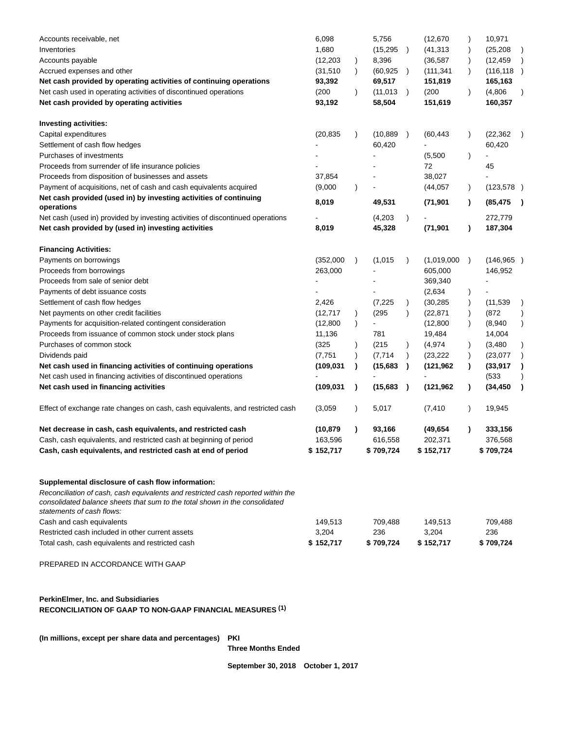| | | | | |
|---|---|---|---|---|
| Accounts receivable, net | 6,098 | 5,756 | (12,670) | 10,971 |
| Inventories | 1,680 | (15,295) | (41,313) | (25,208) |
| Accounts payable | (12,203) | 8,396 | (36,587) | (12,459) |
| Accrued expenses and other | (31,510) | (60,925) | (111,341) | (116,118) |
| **Net cash provided by operating activities of continuing operations** | **93,392** | **69,517** | **151,819** | **165,163** |
| Net cash used in operating activities of discontinued operations | (200) | (11,013) | (200) | (4,806) |
| **Net cash provided by operating activities** | **93,192** | **58,504** | **151,619** | **160,357** |
| | | | | |
| **Investing activities:** | | | | |
| Capital expenditures | (20,835) | (10,889) | (60,443) | (22,362) |
| Settlement of cash flow hedges | - | 60,420 | - | 60,420 |
| Purchases of investments | - | - | (5,500) | - |
| Proceeds from surrender of life insurance policies | - | - | 72 | 45 |
| Proceeds from disposition of businesses and assets | 37,854 | - | 38,027 | - |
| Payment of acquisitions, net of cash and cash equivalents acquired | (9,000) | - | (44,057) | (123,578) |
| **Net cash provided (used in) by investing activities of continuing operations** | **8,019** | **49,531** | **(71,901)** | **(85,475)** |
| Net cash (used in) provided by investing activities of discontinued operations | - | (4,203) | - | 272,779 |
| **Net cash provided by (used in) investing activities** | **8,019** | **45,328** | **(71,901)** | **187,304** |
| | | | | |
| **Financing Activities:** | | | | |
| Payments on borrowings | (352,000) | (1,015) | (1,019,000) | (146,965) |
| Proceeds from borrowings | 263,000 | - | 605,000 | 146,952 |
| Proceeds from sale of senior debt | - | - | 369,340 | - |
| Payments of debt issuance costs | - | - | (2,634) | - |
| Settlement of cash flow hedges | 2,426 | (7,225) | (30,285) | (11,539) |
| Net payments on other credit facilities | (12,717) | (295) | (22,871) | (872) |
| Payments for acquisition-related contingent consideration | (12,800) | - | (12,800) | (8,940) |
| Proceeds from issuance of common stock under stock plans | 11,136 | 781 | 19,484 | 14,004 |
| Purchases of common stock | (325) | (215) | (4,974) | (3,480) |
| Dividends paid | (7,751) | (7,714) | (23,222) | (23,077) |
| **Net cash used in financing activities of continuing operations** | **(109,031)** | **(15,683)** | **(121,962)** | **(33,917)** |
| Net cash used in financing activities of discontinued operations | - | - | - | (533) |
| **Net cash used in financing activities** | **(109,031)** | **(15,683)** | **(121,962)** | **(34,450)** |
| | | | | |
| Effect of exchange rate changes on cash, cash equivalents, and restricted cash | (3,059) | 5,017 | (7,410) | 19,945 |
| | | | | |
| **Net decrease in cash, cash equivalents, and restricted cash** | **(10,879)** | **93,166** | **(49,654)** | **333,156** |
| Cash, cash equivalents, and restricted cash at beginning of period | 163,596 | 616,558 | 202,371 | 376,568 |
| **Cash, cash equivalents, and restricted cash at end of period** | **$ 152,717** | **$ 709,724** | **$ 152,717** | **$ 709,724** |
| | | | | |
| **Supplemental disclosure of cash flow information:** | | | | |
| *Reconciliation of cash, cash equivalents and restricted cash reported within the consolidated balance sheets that sum to the total shown in the consolidated statements of cash flows:* | | | | |
| Cash and cash equivalents | 149,513 | 709,488 | 149,513 | 709,488 |
| Restricted cash included in other current assets | 3,204 | 236 | 3,204 | 236 |
| Total cash, cash equivalents and restricted cash | $ 152,717 | $ 709,724 | $ 152,717 | $ 709,724 |

PREPARED IN ACCORDANCE WITH GAAP

**PerkinElmer, Inc. and Subsidiaries**
**RECONCILIATION OF GAAP TO NON-GAAP FINANCIAL MEASURES [(1)]**

| (In millions, except per share data and percentages) | PKI | |
|---|---|---|
| | **Three Months Ended** | |
| | **September 30, 2018** | **October 1, 2017** |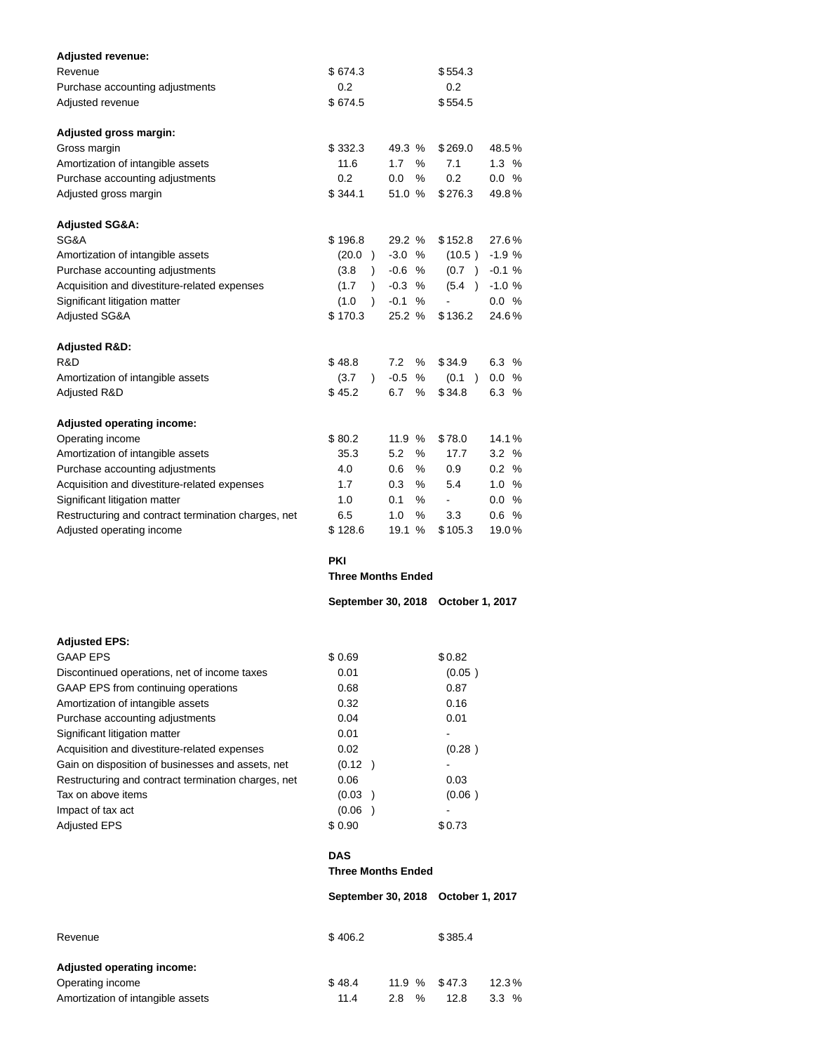| | | | | |
|---|---|---|---|---|
| **Adjusted revenue:** | | | | |
| Revenue | $ 674.3 | | $ 554.3 | |
| Purchase accounting adjustments | 0.2 | | 0.2 | |
| Adjusted revenue | $ 674.5 | | $ 554.5 | |
| | | | | |
| **Adjusted gross margin:** | | | | |
| Gross margin | $ 332.3 | 49.3 % | $ 269.0 | 48.5 % |
| Amortization of intangible assets | 11.6 | 1.7 % | 7.1 | 1.3 % |
| Purchase accounting adjustments | 0.2 | 0.0 % | 0.2 | 0.0 % |
| Adjusted gross margin | $ 344.1 | 51.0 % | $ 276.3 | 49.8 % |
| | | | | |
| **Adjusted SG&A:** | | | | |
| SG&A | $ 196.8 | 29.2 % | $ 152.8 | 27.6 % |
| Amortization of intangible assets | (20.0 ) | -3.0 % | (10.5 ) | -1.9 % |
| Purchase accounting adjustments | (3.8 ) | -0.6 % | (0.7 ) | -0.1 % |
| Acquisition and divestiture-related expenses | (1.7 ) | -0.3 % | (5.4 ) | -1.0 % |
| Significant litigation matter | (1.0 ) | -0.1 % | - | 0.0 % |
| Adjusted SG&A | $ 170.3 | 25.2 % | $ 136.2 | 24.6 % |
| | | | | |
| **Adjusted R&D:** | | | | |
| R&D | $ 48.8 | 7.2 % | $ 34.9 | 6.3 % |
| Amortization of intangible assets | (3.7 ) | -0.5 % | (0.1 ) | 0.0 % |
| Adjusted R&D | $ 45.2 | 6.7 % | $ 34.8 | 6.3 % |
| | | | | |
| **Adjusted operating income:** | | | | |
| Operating income | $ 80.2 | 11.9 % | $ 78.0 | 14.1 % |
| Amortization of intangible assets | 35.3 | 5.2 % | 17.7 | 3.2 % |
| Purchase accounting adjustments | 4.0 | 0.6 % | 0.9 | 0.2 % |
| Acquisition and divestiture-related expenses | 1.7 | 0.3 % | 5.4 | 1.0 % |
| Significant litigation matter | 1.0 | 0.1 % | - | 0.0 % |
| Restructuring and contract termination charges, net | 6.5 | 1.0 % | 3.3 | 0.6 % |
| Adjusted operating income | $ 128.6 | 19.1 % | $ 105.3 | 19.0 % |

| | **PKI** | |
|---|---|---|
| | **Three Months Ended** | |
| | **September 30, 2018** | **October 1, 2017** |
| **Adjusted EPS:** | | |
| GAAP EPS | $ 0.69 | $ 0.82 |
| Discontinued operations, net of income taxes | 0.01 | (0.05 ) |
| GAAP EPS from continuing operations | 0.68 | 0.87 |
| Amortization of intangible assets | 0.32 | 0.16 |
| Purchase accounting adjustments | 0.04 | 0.01 |
| Significant litigation matter | 0.01 | - |
| Acquisition and divestiture-related expenses | 0.02 | (0.28 ) |
| Gain on disposition of businesses and assets, net | (0.12 ) | - |
| Restructuring and contract termination charges, net | 0.06 | 0.03 |
| Tax on above items | (0.03 ) | (0.06 ) |
| Impact of tax act | (0.06 ) | - |
| Adjusted EPS | $ 0.90 | $ 0.73 |

| | **DAS** | | | |
|---|---|---|---|---|
| | **Three Months Ended** | | | |
| | **September 30, 2018** | | **October 1, 2017** | |
| Revenue | $ 406.2 | | $ 385.4 | |
| **Adjusted operating income:** | | | | |
| Operating income | $ 48.4 | 11.9 % | $ 47.3 | 12.3 % |
| Amortization of intangible assets | 11.4 | 2.8 % | 12.8 | 3.3 % |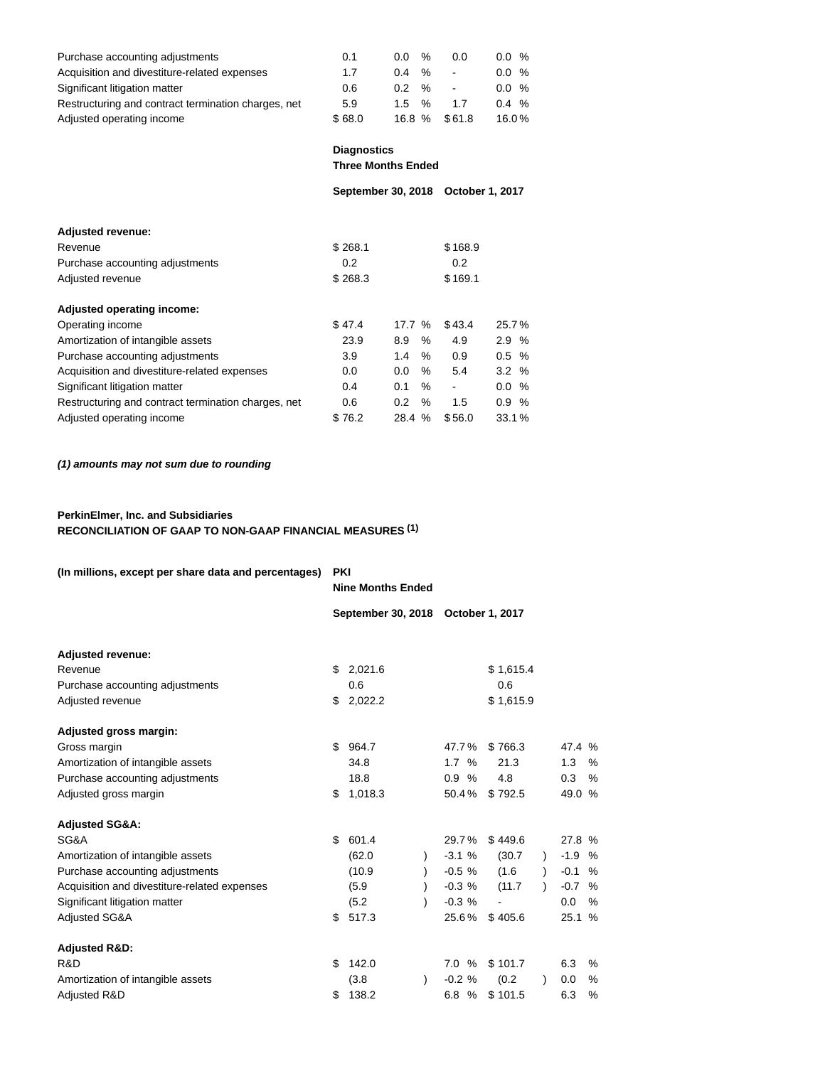| | | | | |
|---|---|---|---|---|
| Purchase accounting adjustments | 0.1 | 0.0 % | 0.0 | 0.0 % |
| Acquisition and divestiture-related expenses | 1.7 | 0.4 % | - | 0.0 % |
| Significant litigation matter | 0.6 | 0.2 % | - | 0.0 % |
| Restructuring and contract termination charges, net | 5.9 | 1.5 % | 1.7 | 0.4 % |
| Adjusted operating income | $ 68.0 | 16.8 % | $ 61.8 | 16.0 % |

| | **Diagnostics** | | | |
|---|---|---|---|---|
| | **Three Months Ended** | | | |
| | **September 30, 2018** | | **October 1, 2017** | |
| **Adjusted revenue:** | | | | |
| Revenue | $ 268.1 | | $ 168.9 | |
| Purchase accounting adjustments | 0.2 | | 0.2 | |
| Adjusted revenue | $ 268.3 | | $ 169.1 | |
| **Adjusted operating income:** | | | | |
| Operating income | $ 47.4 | 17.7 % | $ 43.4 | 25.7 % |
| Amortization of intangible assets | 23.9 | 8.9 % | 4.9 | 2.9 % |
| Purchase accounting adjustments | 3.9 | 1.4 % | 0.9 | 0.5 % |
| Acquisition and divestiture-related expenses | 0.0 | 0.0 % | 5.4 | 3.2 % |
| Significant litigation matter | 0.4 | 0.1 % | - | 0.0 % |
| Restructuring and contract termination charges, net | 0.6 | 0.2 % | 1.5 | 0.9 % |
| Adjusted operating income | $ 76.2 | 28.4 % | $ 56.0 | 33.1 % |

***(1) amounts may not sum due to rounding***

**PerkinElmer, Inc. and Subsidiaries**
**RECONCILIATION OF GAAP TO NON-GAAP FINANCIAL MEASURES [(1)]**

| **(In millions, except per share data and percentages)** | **PKI** | | | |
|---|---|---|---|---|
| | **Nine Months Ended** | | | |
| | **September 30, 2018** | | **October 1, 2017** | |
| **Adjusted revenue:** | | | | |
| Revenue | $ 2,021.6 | | $ 1,615.4 | |
| Purchase accounting adjustments | 0.6 | | 0.6 | |
| Adjusted revenue | $ 2,022.2 | | $ 1,615.9 | |
| **Adjusted gross margin:** | | | | |
| Gross margin | $ 964.7 | 47.7 % | $ 766.3 | 47.4 % |
| Amortization of intangible assets | 34.8 | 1.7 % | 21.3 | 1.3 % |
| Purchase accounting adjustments | 18.8 | 0.9 % | 4.8 | 0.3 % |
| Adjusted gross margin | $ 1,018.3 | 50.4 % | $ 792.5 | 49.0 % |
| **Adjusted SG&A:** | | | | |
| SG&A | $ 601.4 | 29.7 % | $ 449.6 | 27.8 % |
| Amortization of intangible assets | (62.0) | -3.1 % | (30.7) | -1.9 % |
| Purchase accounting adjustments | (10.9) | -0.5 % | (1.6) | -0.1 % |
| Acquisition and divestiture-related expenses | (5.9) | -0.3 % | (11.7) | -0.7 % |
| Significant litigation matter | (5.2) | -0.3 % | - | 0.0 % |
| Adjusted SG&A | $ 517.3 | 25.6 % | $ 405.6 | 25.1 % |
| **Adjusted R&D:** | | | | |
| R&D | $ 142.0 | 7.0 % | $ 101.7 | 6.3 % |
| Amortization of intangible assets | (3.8) | -0.2 % | (0.2) | 0.0 % |
| Adjusted R&D | $ 138.2 | 6.8 % | $ 101.5 | 6.3 % |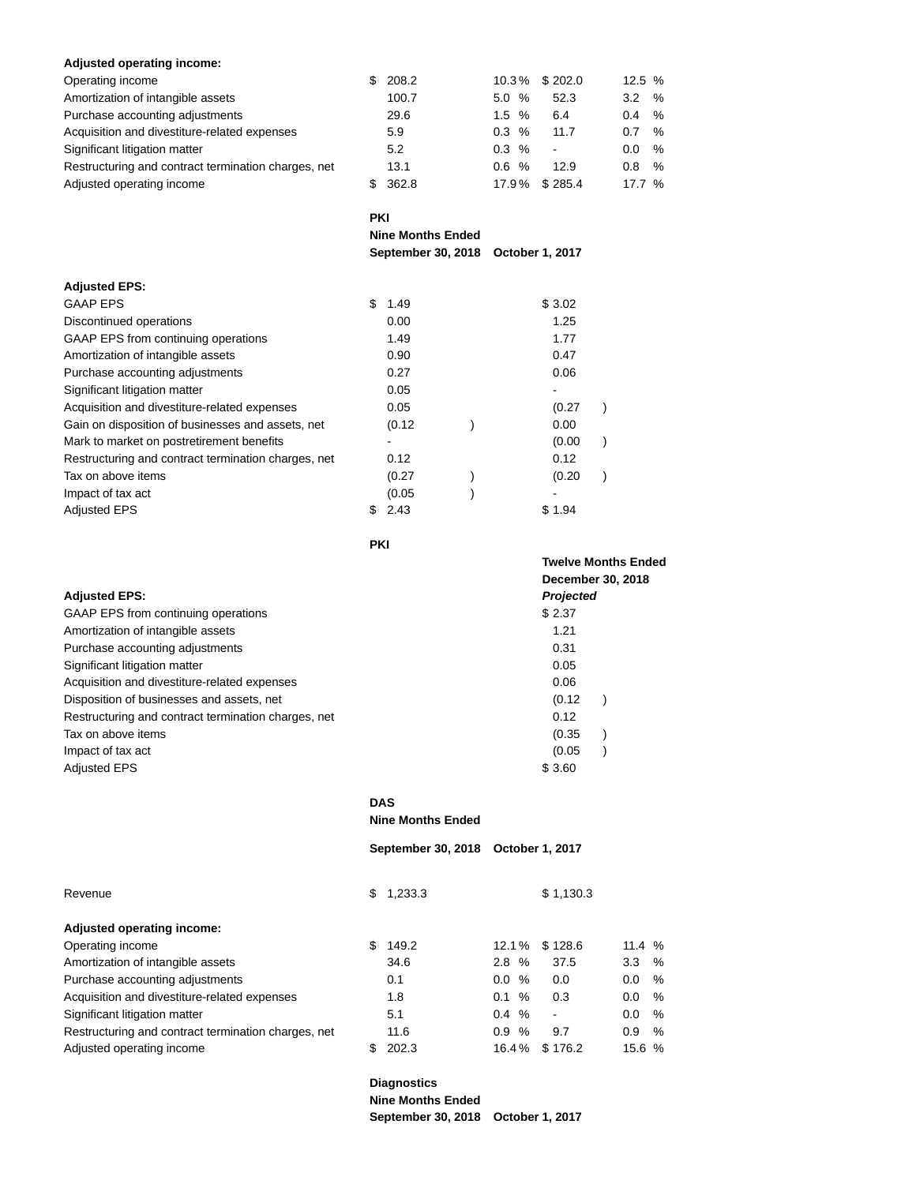| | | | | |
|---|---|---|---|---|
| **Adjusted operating income:** | | | | |
| Operating income | $ 208.2 | 10.3 % | $ 202.0 | 12.5 % |
| Amortization of intangible assets | 100.7 | 5.0 % | 52.3 | 3.2 % |
| Purchase accounting adjustments | 29.6 | 1.5 % | 6.4 | 0.4 % |
| Acquisition and divestiture-related expenses | 5.9 | 0.3 % | 11.7 | 0.7 % |
| Significant litigation matter | 5.2 | 0.3 % | - | 0.0 % |
| Restructuring and contract termination charges, net | 13.1 | 0.6 % | 12.9 | 0.8 % |
| Adjusted operating income | $ 362.8 | 17.9 % | $ 285.4 | 17.7 % |

| | PKI | |
|---|---|---|
| | **Nine Months Ended** | |
| | **September 30, 2018** | **October 1, 2017** |
| **Adjusted EPS:** | | |
| GAAP EPS | $ 1.49 | $ 3.02 |
| Discontinued operations | 0.00 | 1.25 |
| GAAP EPS from continuing operations | 1.49 | 1.77 |
| Amortization of intangible assets | 0.90 | 0.47 |
| Purchase accounting adjustments | 0.27 | 0.06 |
| Significant litigation matter | 0.05 | - |
| Acquisition and divestiture-related expenses | 0.05 | (0.27) |
| Gain on disposition of businesses and assets, net | (0.12) | 0.00 |
| Mark to market on postretirement benefits | - | (0.00) |
| Restructuring and contract termination charges, net | 0.12 | 0.12 |
| Tax on above items | (0.27) | (0.20) |
| Impact of tax act | (0.05) | - |
| Adjusted EPS | $ 2.43 | $ 1.94 |

| | PKI |
|---|---|
| | **Twelve Months Ended** |
| | **December 30, 2018** |
| **Adjusted EPS:** | ***Projected*** |
| GAAP EPS from continuing operations | $ 2.37 |
| Amortization of intangible assets | 1.21 |
| Purchase accounting adjustments | 0.31 |
| Significant litigation matter | 0.05 |
| Acquisition and divestiture-related expenses | 0.06 |
| Disposition of businesses and assets, net | (0.12) |
| Restructuring and contract termination charges, net | 0.12 |
| Tax on above items | (0.35) |
| Impact of tax act | (0.05) |
| Adjusted EPS | $ 3.60 |

| | DAS | | | |
|---|---|---|---|---|
| | **Nine Months Ended** | | | |
| | **September 30, 2018** | | **October 1, 2017** | |
| Revenue | $ 1,233.3 | | $ 1,130.3 | |
| **Adjusted operating income:** | | | | |
| Operating income | $ 149.2 | 12.1 % | $ 128.6 | 11.4 % |
| Amortization of intangible assets | 34.6 | 2.8 % | 37.5 | 3.3 % |
| Purchase accounting adjustments | 0.1 | 0.0 % | 0.0 | 0.0 % |
| Acquisition and divestiture-related expenses | 1.8 | 0.1 % | 0.3 | 0.0 % |
| Significant litigation matter | 5.1 | 0.4 % | - | 0.0 % |
| Restructuring and contract termination charges, net | 11.6 | 0.9 % | 9.7 | 0.9 % |
| Adjusted operating income | $ 202.3 | 16.4 % | $ 176.2 | 15.6 % |

| | Diagnostics | |
|---|---|---|
| | **Nine Months Ended** | |
| | **September 30, 2018** | **October 1, 2017** |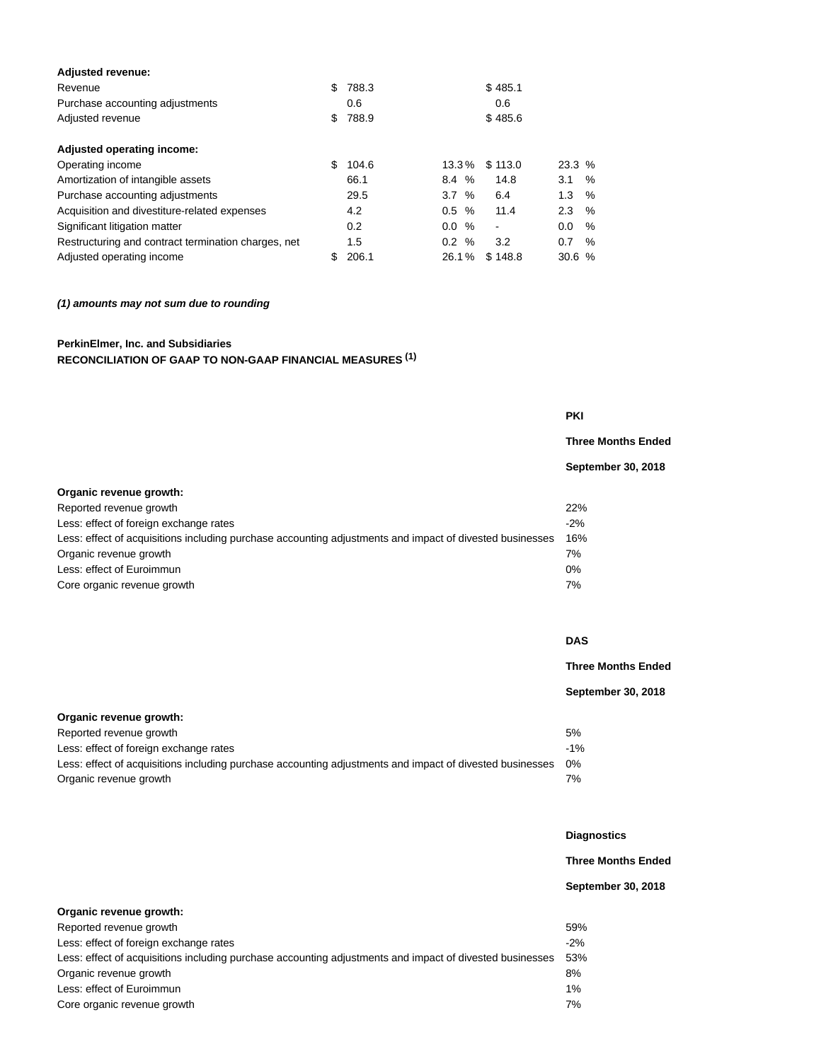| | | | | |
|---|---|---|---|---|
| **Adjusted revenue:** | | | | |
| Revenue | $ 788.3 | | $ 485.1 | |
| Purchase accounting adjustments | 0.6 | | 0.6 | |
| Adjusted revenue | $ 788.9 | | $ 485.6 | |
| | | | | |
| **Adjusted operating income:** | | | | |
| Operating income | $ 104.6 | 13.3 % | $ 113.0 | 23.3 % |
| Amortization of intangible assets | 66.1 | 8.4 % | 14.8 | 3.1 % |
| Purchase accounting adjustments | 29.5 | 3.7 % | 6.4 | 1.3 % |
| Acquisition and divestiture-related expenses | 4.2 | 0.5 % | 11.4 | 2.3 % |
| Significant litigation matter | 0.2 | 0.0 % | - | 0.0 % |
| Restructuring and contract termination charges, net | 1.5 | 0.2 % | 3.2 | 0.7 % |
| Adjusted operating income | $ 206.1 | 26.1 % | $ 148.8 | 30.6 % |

***(1) amounts may not sum due to rounding***

**PerkinElmer, Inc. and Subsidiaries**
**RECONCILIATION OF GAAP TO NON-GAAP FINANCIAL MEASURES (1)**

| | **PKI** |
|---|---|
| | **Three Months Ended** |
| | **September 30, 2018** |
| **Organic revenue growth:** | |
| Reported revenue growth | 22% |
| Less: effect of foreign exchange rates | -2% |
| Less: effect of acquisitions including purchase accounting adjustments and impact of divested businesses | 16% |
| Organic revenue growth | 7% |
| Less: effect of Euroimmun | 0% |
| Core organic revenue growth | 7% |

| | **DAS** |
|---|---|
| | **Three Months Ended** |
| | **September 30, 2018** |
| **Organic revenue growth:** | |
| Reported revenue growth | 5% |
| Less: effect of foreign exchange rates | -1% |
| Less: effect of acquisitions including purchase accounting adjustments and impact of divested businesses | 0% |
| Organic revenue growth | 7% |

| | **Diagnostics** |
|---|---|
| | **Three Months Ended** |
| | **September 30, 2018** |
| **Organic revenue growth:** | |
| Reported revenue growth | 59% |
| Less: effect of foreign exchange rates | -2% |
| Less: effect of acquisitions including purchase accounting adjustments and impact of divested businesses | 53% |
| Organic revenue growth | 8% |
| Less: effect of Euroimmun | 1% |
| Core organic revenue growth | 7% |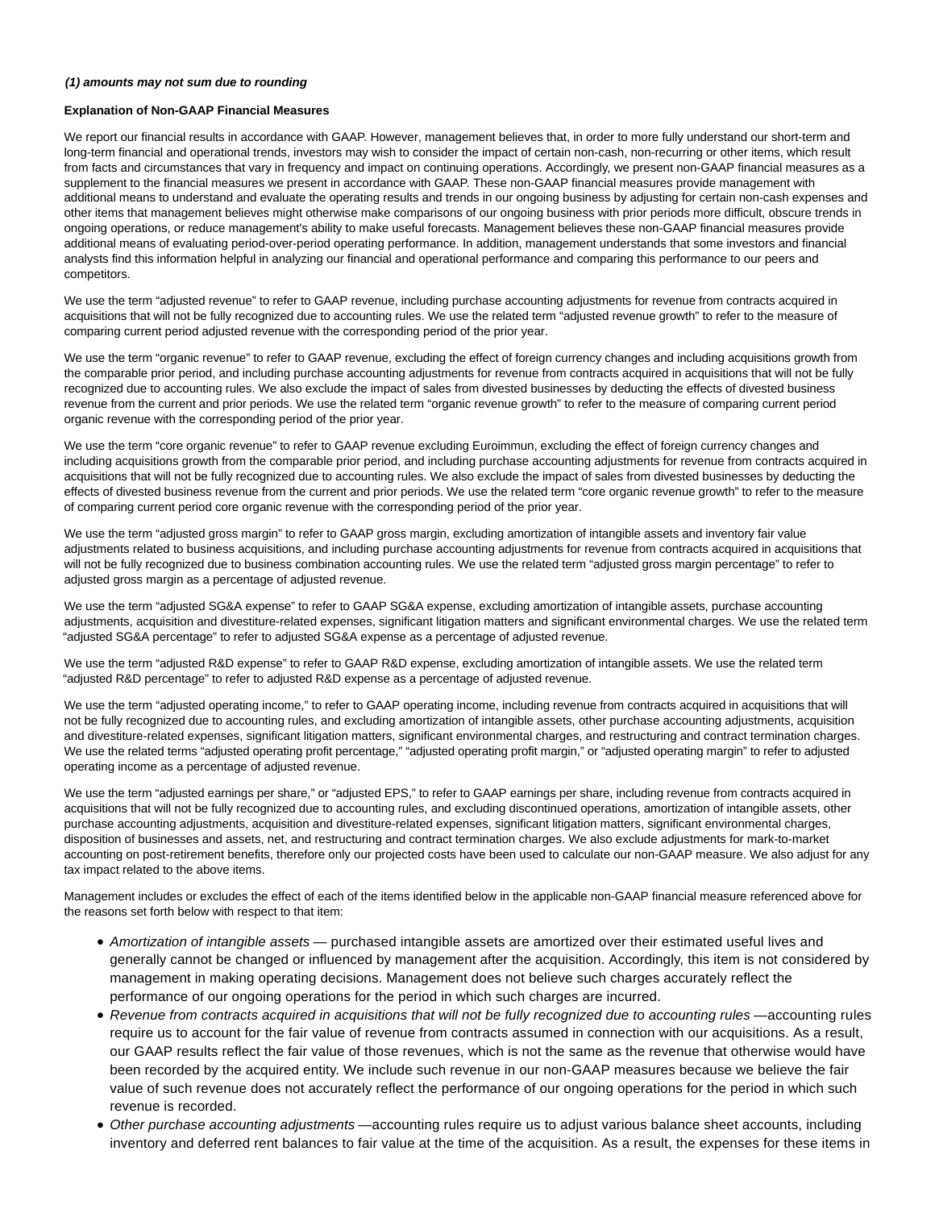***(1) amounts may not sum due to rounding***

**Explanation of Non-GAAP Financial Measures**

We report our financial results in accordance with GAAP. However, management believes that, in order to more fully understand our short-term and long-term financial and operational trends, investors may wish to consider the impact of certain non-cash, non-recurring or other items, which result from facts and circumstances that vary in frequency and impact on continuing operations. Accordingly, we present non-GAAP financial measures as a supplement to the financial measures we present in accordance with GAAP. These non-GAAP financial measures provide management with additional means to understand and evaluate the operating results and trends in our ongoing business by adjusting for certain non-cash expenses and other items that management believes might otherwise make comparisons of our ongoing business with prior periods more difficult, obscure trends in ongoing operations, or reduce management's ability to make useful forecasts. Management believes these non-GAAP financial measures provide additional means of evaluating period-over-period operating performance. In addition, management understands that some investors and financial analysts find this information helpful in analyzing our financial and operational performance and comparing this performance to our peers and competitors.

We use the term "adjusted revenue" to refer to GAAP revenue, including purchase accounting adjustments for revenue from contracts acquired in acquisitions that will not be fully recognized due to accounting rules. We use the related term "adjusted revenue growth" to refer to the measure of comparing current period adjusted revenue with the corresponding period of the prior year.

We use the term "organic revenue" to refer to GAAP revenue, excluding the effect of foreign currency changes and including acquisitions growth from the comparable prior period, and including purchase accounting adjustments for revenue from contracts acquired in acquisitions that will not be fully recognized due to accounting rules. We also exclude the impact of sales from divested businesses by deducting the effects of divested business revenue from the current and prior periods. We use the related term "organic revenue growth" to refer to the measure of comparing current period organic revenue with the corresponding period of the prior year.

We use the term "core organic revenue" to refer to GAAP revenue excluding Euroimmun, excluding the effect of foreign currency changes and including acquisitions growth from the comparable prior period, and including purchase accounting adjustments for revenue from contracts acquired in acquisitions that will not be fully recognized due to accounting rules. We also exclude the impact of sales from divested businesses by deducting the effects of divested business revenue from the current and prior periods. We use the related term "core organic revenue growth" to refer to the measure of comparing current period core organic revenue with the corresponding period of the prior year.

We use the term "adjusted gross margin" to refer to GAAP gross margin, excluding amortization of intangible assets and inventory fair value adjustments related to business acquisitions, and including purchase accounting adjustments for revenue from contracts acquired in acquisitions that will not be fully recognized due to business combination accounting rules. We use the related term "adjusted gross margin percentage" to refer to adjusted gross margin as a percentage of adjusted revenue.

We use the term "adjusted SG&A expense" to refer to GAAP SG&A expense, excluding amortization of intangible assets, purchase accounting adjustments, acquisition and divestiture-related expenses, significant litigation matters and significant environmental charges. We use the related term "adjusted SG&A percentage" to refer to adjusted SG&A expense as a percentage of adjusted revenue.

We use the term "adjusted R&D expense" to refer to GAAP R&D expense, excluding amortization of intangible assets. We use the related term "adjusted R&D percentage" to refer to adjusted R&D expense as a percentage of adjusted revenue.

We use the term "adjusted operating income," to refer to GAAP operating income, including revenue from contracts acquired in acquisitions that will not be fully recognized due to accounting rules, and excluding amortization of intangible assets, other purchase accounting adjustments, acquisition and divestiture-related expenses, significant litigation matters, significant environmental charges, and restructuring and contract termination charges. We use the related terms "adjusted operating profit percentage," "adjusted operating profit margin," or "adjusted operating margin" to refer to adjusted operating income as a percentage of adjusted revenue.

We use the term "adjusted earnings per share," or "adjusted EPS," to refer to GAAP earnings per share, including revenue from contracts acquired in acquisitions that will not be fully recognized due to accounting rules, and excluding discontinued operations, amortization of intangible assets, other purchase accounting adjustments, acquisition and divestiture-related expenses, significant litigation matters, significant environmental charges, disposition of businesses and assets, net, and restructuring and contract termination charges. We also exclude adjustments for mark-to-market accounting on post-retirement benefits, therefore only our projected costs have been used to calculate our non-GAAP measure. We also adjust for any tax impact related to the above items.

Management includes or excludes the effect of each of the items identified below in the applicable non-GAAP financial measure referenced above for the reasons set forth below with respect to that item:

- *Amortization of intangible assets* — purchased intangible assets are amortized over their estimated useful lives and generally cannot be changed or influenced by management after the acquisition. Accordingly, this item is not considered by management in making operating decisions. Management does not believe such charges accurately reflect the performance of our ongoing operations for the period in which such charges are incurred.
- *Revenue from contracts acquired in acquisitions that will not be fully recognized due to accounting rules* —accounting rules require us to account for the fair value of revenue from contracts assumed in connection with our acquisitions. As a result, our GAAP results reflect the fair value of those revenues, which is not the same as the revenue that otherwise would have been recorded by the acquired entity. We include such revenue in our non-GAAP measures because we believe the fair value of such revenue does not accurately reflect the performance of our ongoing operations for the period in which such revenue is recorded.
- *Other purchase accounting adjustments* —accounting rules require us to adjust various balance sheet accounts, including inventory and deferred rent balances to fair value at the time of the acquisition. As a result, the expenses for these items in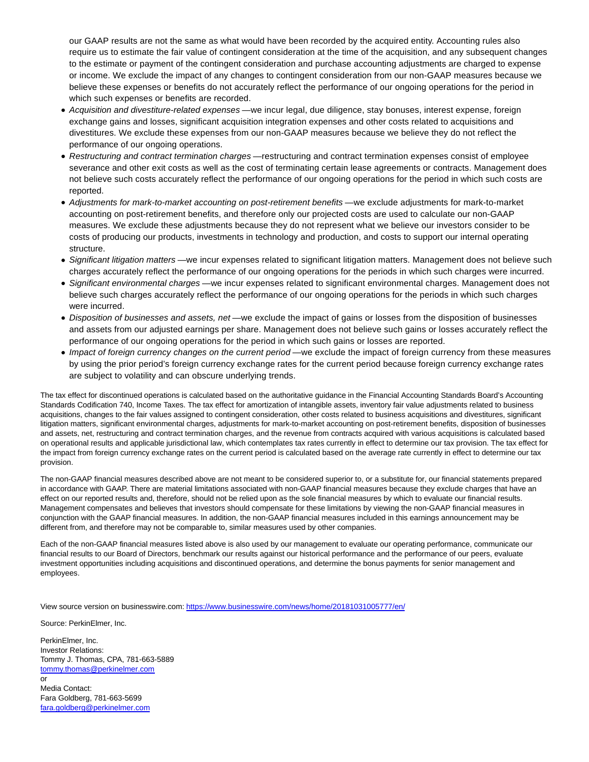our GAAP results are not the same as what would have been recorded by the acquired entity. Accounting rules also require us to estimate the fair value of contingent consideration at the time of the acquisition, and any subsequent changes to the estimate or payment of the contingent consideration and purchase accounting adjustments are charged to expense or income. We exclude the impact of any changes to contingent consideration from our non-GAAP measures because we believe these expenses or benefits do not accurately reflect the performance of our ongoing operations for the period in which such expenses or benefits are recorded.

- *Acquisition and divestiture-related expenses* —we incur legal, due diligence, stay bonuses, interest expense, foreign exchange gains and losses, significant acquisition integration expenses and other costs related to acquisitions and divestitures. We exclude these expenses from our non-GAAP measures because we believe they do not reflect the performance of our ongoing operations.
- *Restructuring and contract termination charges* —restructuring and contract termination expenses consist of employee severance and other exit costs as well as the cost of terminating certain lease agreements or contracts. Management does not believe such costs accurately reflect the performance of our ongoing operations for the period in which such costs are reported.
- *Adjustments for mark-to-market accounting on post-retirement benefits* —we exclude adjustments for mark-to-market accounting on post-retirement benefits, and therefore only our projected costs are used to calculate our non-GAAP measures. We exclude these adjustments because they do not represent what we believe our investors consider to be costs of producing our products, investments in technology and production, and costs to support our internal operating structure.
- *Significant litigation matters* —we incur expenses related to significant litigation matters. Management does not believe such charges accurately reflect the performance of our ongoing operations for the periods in which such charges were incurred.
- *Significant environmental charges* —we incur expenses related to significant environmental charges. Management does not believe such charges accurately reflect the performance of our ongoing operations for the periods in which such charges were incurred.
- *Disposition of businesses and assets, net* —we exclude the impact of gains or losses from the disposition of businesses and assets from our adjusted earnings per share. Management does not believe such gains or losses accurately reflect the performance of our ongoing operations for the period in which such gains or losses are reported.
- *Impact of foreign currency changes on the current period* —we exclude the impact of foreign currency from these measures by using the prior period's foreign currency exchange rates for the current period because foreign currency exchange rates are subject to volatility and can obscure underlying trends.

The tax effect for discontinued operations is calculated based on the authoritative guidance in the Financial Accounting Standards Board's Accounting Standards Codification 740, Income Taxes. The tax effect for amortization of intangible assets, inventory fair value adjustments related to business acquisitions, changes to the fair values assigned to contingent consideration, other costs related to business acquisitions and divestitures, significant litigation matters, significant environmental charges, adjustments for mark-to-market accounting on post-retirement benefits, disposition of businesses and assets, net, restructuring and contract termination charges, and the revenue from contracts acquired with various acquisitions is calculated based on operational results and applicable jurisdictional law, which contemplates tax rates currently in effect to determine our tax provision. The tax effect for the impact from foreign currency exchange rates on the current period is calculated based on the average rate currently in effect to determine our tax provision.

The non-GAAP financial measures described above are not meant to be considered superior to, or a substitute for, our financial statements prepared in accordance with GAAP. There are material limitations associated with non-GAAP financial measures because they exclude charges that have an effect on our reported results and, therefore, should not be relied upon as the sole financial measures by which to evaluate our financial results. Management compensates and believes that investors should compensate for these limitations by viewing the non-GAAP financial measures in conjunction with the GAAP financial measures. In addition, the non-GAAP financial measures included in this earnings announcement may be different from, and therefore may not be comparable to, similar measures used by other companies.

Each of the non-GAAP financial measures listed above is also used by our management to evaluate our operating performance, communicate our financial results to our Board of Directors, benchmark our results against our historical performance and the performance of our peers, evaluate investment opportunities including acquisitions and discontinued operations, and determine the bonus payments for senior management and employees.

View source version on businesswire.com: https://www.businesswire.com/news/home/20181031005777/en/

Source: PerkinElmer, Inc.

PerkinElmer, Inc.
Investor Relations:
Tommy J. Thomas, CPA, 781-663-5889
tommy.thomas@perkinelmer.com
or
Media Contact:
Fara Goldberg, 781-663-5699
fara.goldberg@perkinelmer.com